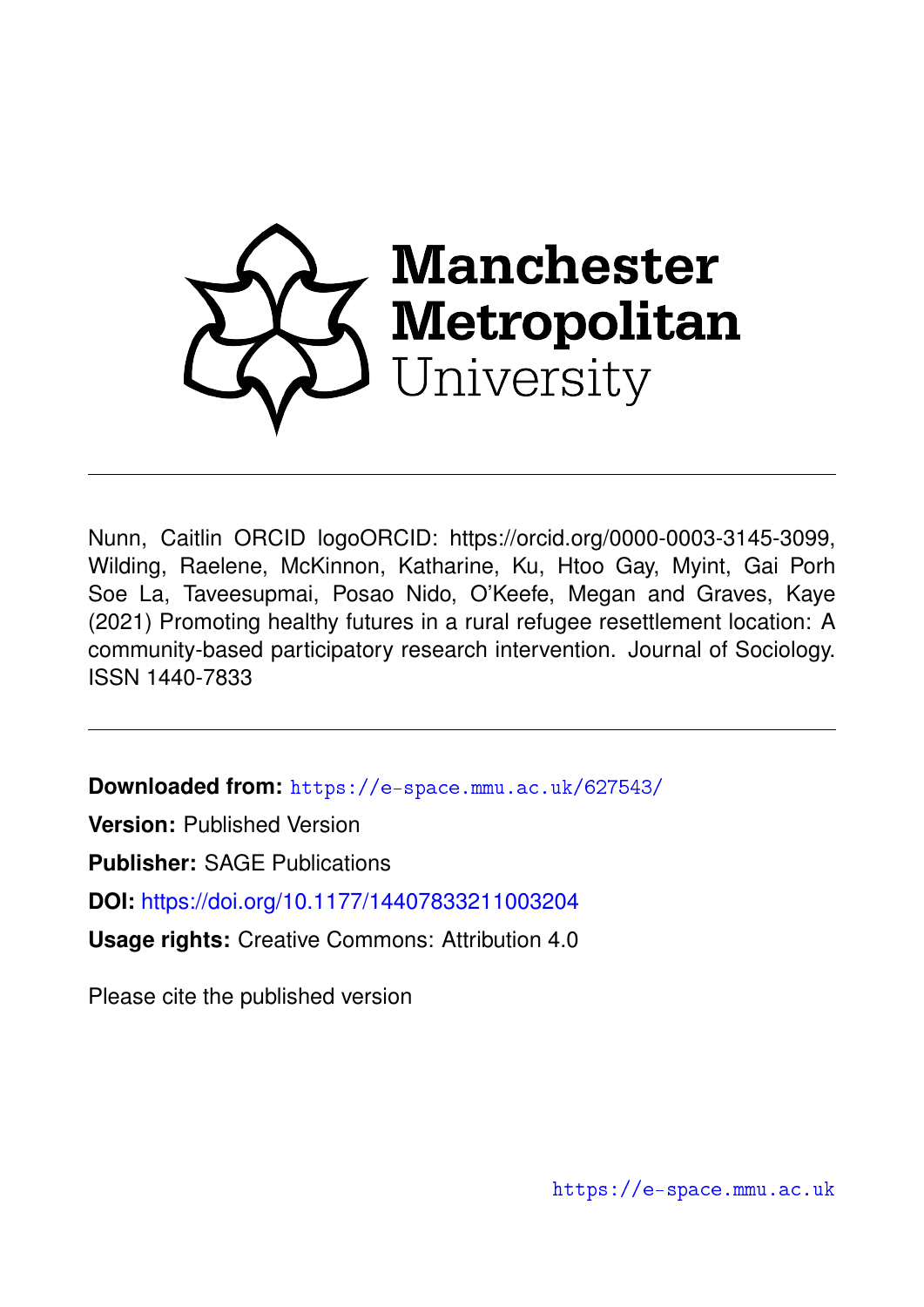Manchester Metropolitan University

Nunn, Caitlin ORCID logoORCID: https://orcid.org/0000-0003-3145-3099, Wilding, Raelene, McKinnon, Katharine, Ku, Htoo Gay, Myint, Gai Porh Soe La, Taveesupmai, Posao Nido, O'Keefe, Megan and Graves, Kaye (2021) Promoting healthy futures in a rural refugee resettlement location: A community-based participatory research intervention. Journal of Sociology. ISSN 1440-7833

**Downloaded from:** https://e-space.mmu.ac.uk/627543/

**Version:** Published Version

**Publisher:** SAGE Publications

**DOI:** https://doi.org/10.1177/14407833211003204

**Usage rights:** Creative Commons: Attribution 4.0

Please cite the published version

https://e-space.mmu.ac.uk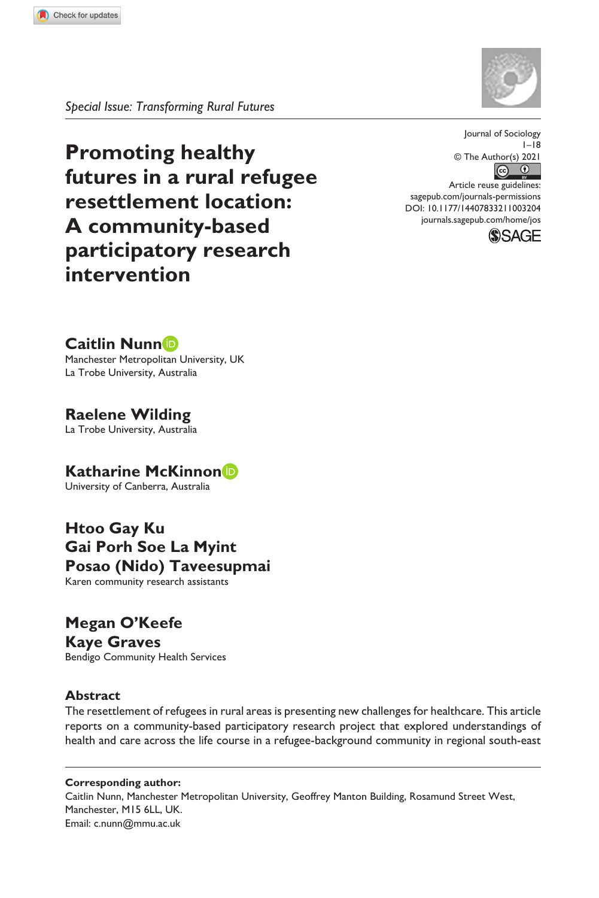Special Issue: Transforming Rural Futures

# Promoting healthy futures in a rural refugee resettlement location: A community-based participatory research intervention

Journal of Sociology
1–18
© The Author(s) 2021
Article reuse guidelines:
sagepub.com/journals-permissions
DOI: 10.1177/14407833211003204
journals.sagepub.com/home/jos

**Caitlin Nunn**
Manchester Metropolitan University, UK
La Trobe University, Australia

**Raelene Wilding**
La Trobe University, Australia

**Katharine McKinnon**
University of Canberra, Australia

**Htoo Gay Ku**
**Gai Porh Soe La Myint**
**Posao (Nido) Taveesupmai**
Karen community research assistants

**Megan O'Keefe**
**Kaye Graves**
Bendigo Community Health Services

## Abstract

The resettlement of refugees in rural areas is presenting new challenges for healthcare. This article reports on a community-based participatory research project that explored understandings of health and care across the life course in a refugee-background community in regional south-east

**Corresponding author:**
Caitlin Nunn, Manchester Metropolitan University, Geoffrey Manton Building, Rosamund Street West, Manchester, M15 6LL, UK.
Email: c.nunn@mmu.ac.uk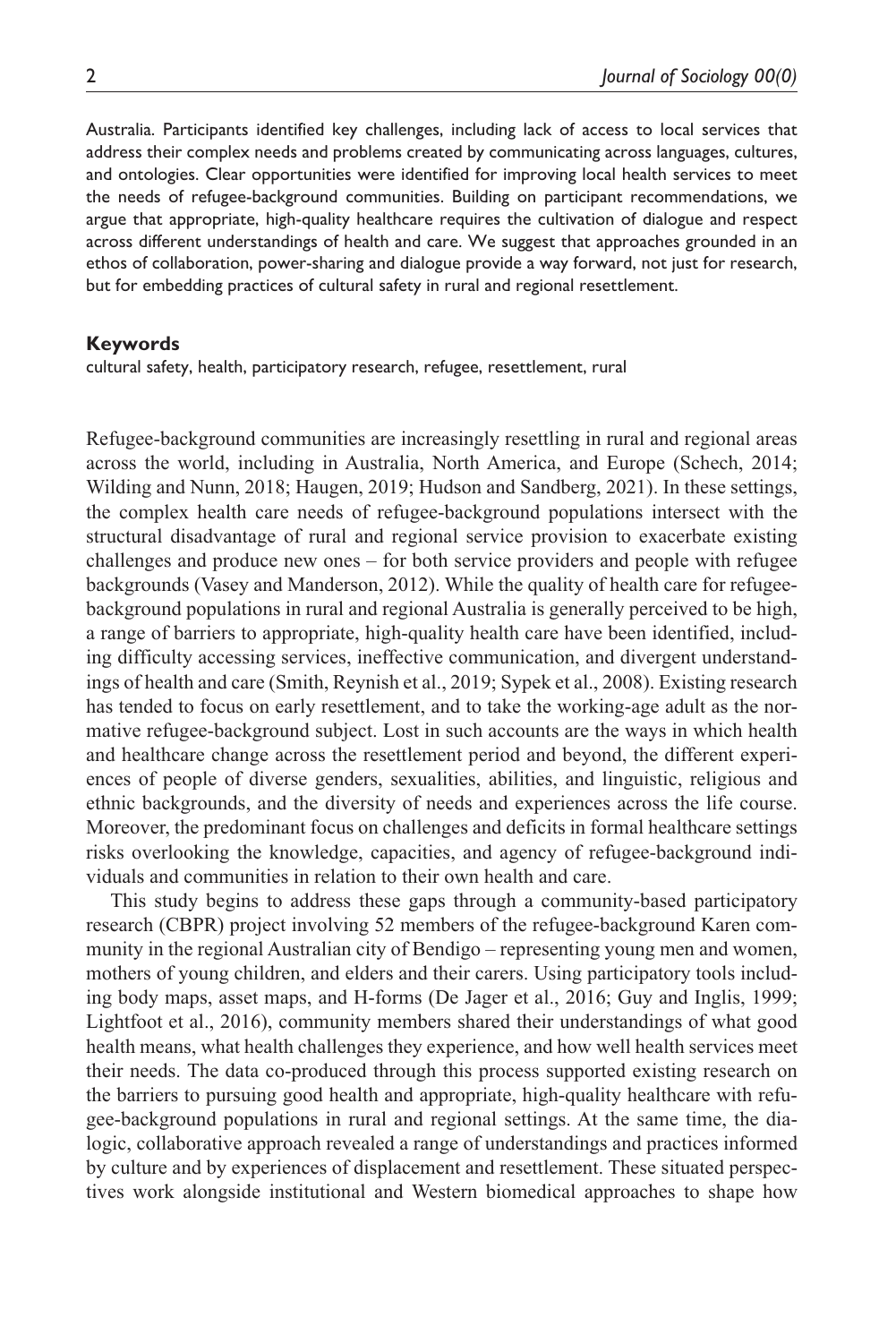Australia. Participants identified key challenges, including lack of access to local services that address their complex needs and problems created by communicating across languages, cultures, and ontologies. Clear opportunities were identified for improving local health services to meet the needs of refugee-background communities. Building on participant recommendations, we argue that appropriate, high-quality healthcare requires the cultivation of dialogue and respect across different understandings of health and care. We suggest that approaches grounded in an ethos of collaboration, power-sharing and dialogue provide a way forward, not just for research, but for embedding practices of cultural safety in rural and regional resettlement.

#### Keywords

cultural safety, health, participatory research, refugee, resettlement, rural

Refugee-background communities are increasingly resettling in rural and regional areas across the world, including in Australia, North America, and Europe (Schech, 2014; Wilding and Nunn, 2018; Haugen, 2019; Hudson and Sandberg, 2021). In these settings, the complex health care needs of refugee-background populations intersect with the structural disadvantage of rural and regional service provision to exacerbate existing challenges and produce new ones – for both service providers and people with refugee backgrounds (Vasey and Manderson, 2012). While the quality of health care for refugee-background populations in rural and regional Australia is generally perceived to be high, a range of barriers to appropriate, high-quality health care have been identified, including difficulty accessing services, ineffective communication, and divergent understandings of health and care (Smith, Reynish et al., 2019; Sypek et al., 2008). Existing research has tended to focus on early resettlement, and to take the working-age adult as the normative refugee-background subject. Lost in such accounts are the ways in which health and healthcare change across the resettlement period and beyond, the different experiences of people of diverse genders, sexualities, abilities, and linguistic, religious and ethnic backgrounds, and the diversity of needs and experiences across the life course. Moreover, the predominant focus on challenges and deficits in formal healthcare settings risks overlooking the knowledge, capacities, and agency of refugee-background individuals and communities in relation to their own health and care.

This study begins to address these gaps through a community-based participatory research (CBPR) project involving 52 members of the refugee-background Karen community in the regional Australian city of Bendigo – representing young men and women, mothers of young children, and elders and their carers. Using participatory tools including body maps, asset maps, and H-forms (De Jager et al., 2016; Guy and Inglis, 1999; Lightfoot et al., 2016), community members shared their understandings of what good health means, what health challenges they experience, and how well health services meet their needs. The data co-produced through this process supported existing research on the barriers to pursuing good health and appropriate, high-quality healthcare with refugee-background populations in rural and regional settings. At the same time, the dialogic, collaborative approach revealed a range of understandings and practices informed by culture and by experiences of displacement and resettlement. These situated perspectives work alongside institutional and Western biomedical approaches to shape how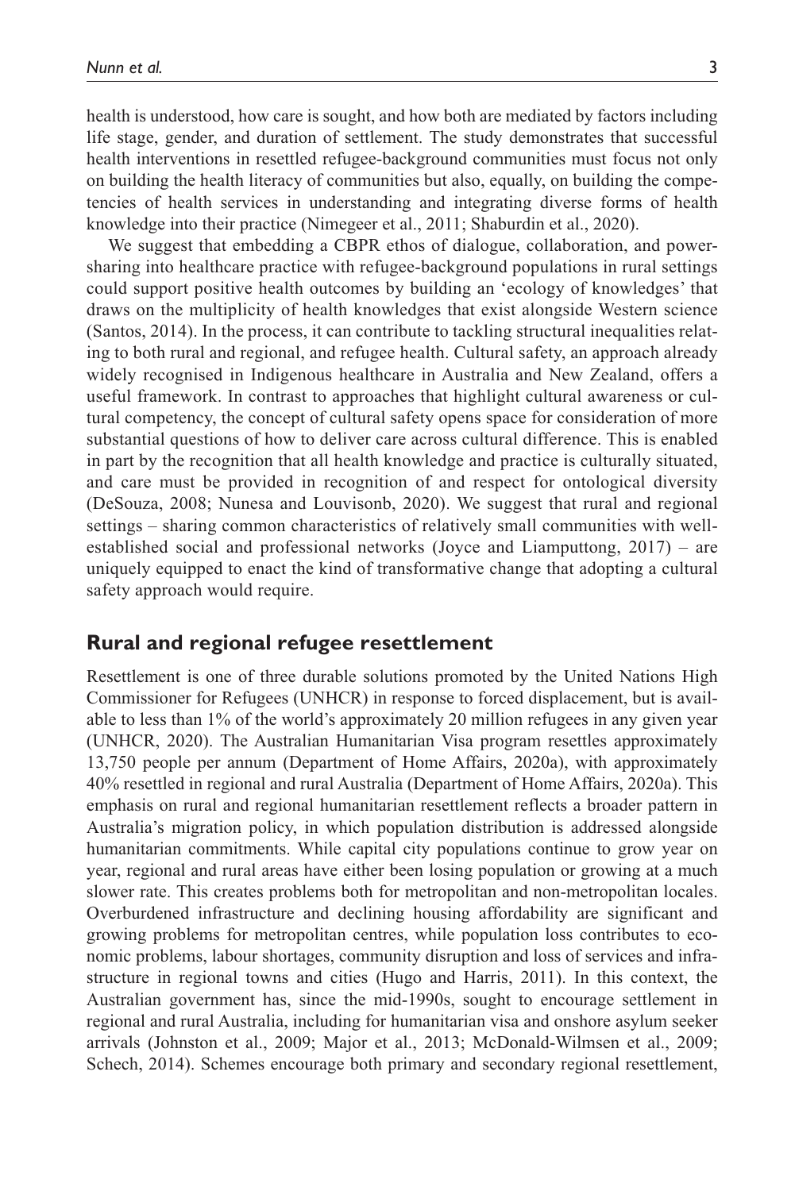health is understood, how care is sought, and how both are mediated by factors including life stage, gender, and duration of settlement. The study demonstrates that successful health interventions in resettled refugee-background communities must focus not only on building the health literacy of communities but also, equally, on building the competencies of health services in understanding and integrating diverse forms of health knowledge into their practice (Nimegeer et al., 2011; Shaburdin et al., 2020).

We suggest that embedding a CBPR ethos of dialogue, collaboration, and power-sharing into healthcare practice with refugee-background populations in rural settings could support positive health outcomes by building an 'ecology of knowledges' that draws on the multiplicity of health knowledges that exist alongside Western science (Santos, 2014). In the process, it can contribute to tackling structural inequalities relating to both rural and regional, and refugee health. Cultural safety, an approach already widely recognised in Indigenous healthcare in Australia and New Zealand, offers a useful framework. In contrast to approaches that highlight cultural awareness or cultural competency, the concept of cultural safety opens space for consideration of more substantial questions of how to deliver care across cultural difference. This is enabled in part by the recognition that all health knowledge and practice is culturally situated, and care must be provided in recognition of and respect for ontological diversity (DeSouza, 2008; Nunesa and Louvisonb, 2020). We suggest that rural and regional settings – sharing common characteristics of relatively small communities with well-established social and professional networks (Joyce and Liamputtong, 2017) – are uniquely equipped to enact the kind of transformative change that adopting a cultural safety approach would require.

## Rural and regional refugee resettlement

Resettlement is one of three durable solutions promoted by the United Nations High Commissioner for Refugees (UNHCR) in response to forced displacement, but is available to less than 1% of the world's approximately 20 million refugees in any given year (UNHCR, 2020). The Australian Humanitarian Visa program resettles approximately 13,750 people per annum (Department of Home Affairs, 2020a), with approximately 40% resettled in regional and rural Australia (Department of Home Affairs, 2020a). This emphasis on rural and regional humanitarian resettlement reflects a broader pattern in Australia's migration policy, in which population distribution is addressed alongside humanitarian commitments. While capital city populations continue to grow year on year, regional and rural areas have either been losing population or growing at a much slower rate. This creates problems both for metropolitan and non-metropolitan locales. Overburdened infrastructure and declining housing affordability are significant and growing problems for metropolitan centres, while population loss contributes to economic problems, labour shortages, community disruption and loss of services and infrastructure in regional towns and cities (Hugo and Harris, 2011). In this context, the Australian government has, since the mid-1990s, sought to encourage settlement in regional and rural Australia, including for humanitarian visa and onshore asylum seeker arrivals (Johnston et al., 2009; Major et al., 2013; McDonald-Wilmsen et al., 2009; Schech, 2014). Schemes encourage both primary and secondary regional resettlement,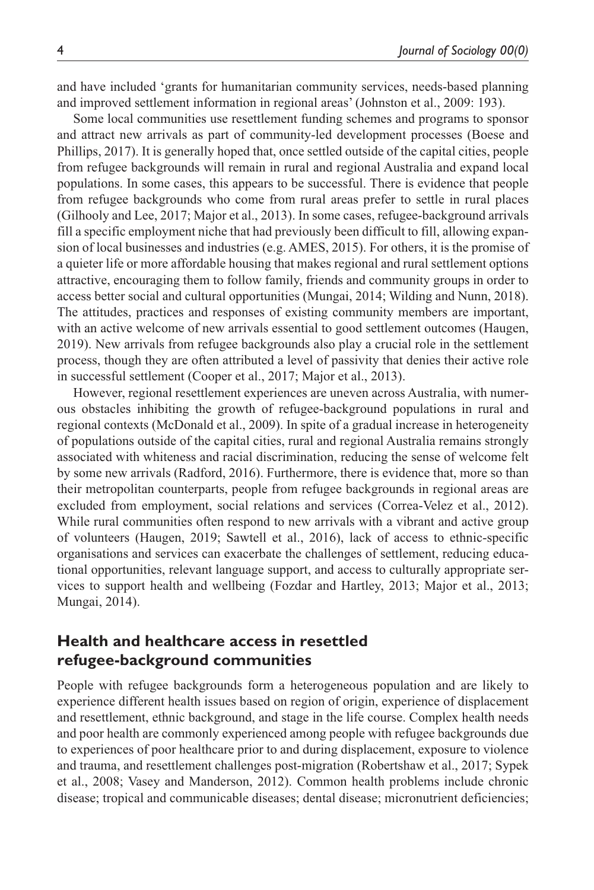and have included 'grants for humanitarian community services, needs-based planning and improved settlement information in regional areas' (Johnston et al., 2009: 193).

Some local communities use resettlement funding schemes and programs to sponsor and attract new arrivals as part of community-led development processes (Boese and Phillips, 2017). It is generally hoped that, once settled outside of the capital cities, people from refugee backgrounds will remain in rural and regional Australia and expand local populations. In some cases, this appears to be successful. There is evidence that people from refugee backgrounds who come from rural areas prefer to settle in rural places (Gilhooly and Lee, 2017; Major et al., 2013). In some cases, refugee-background arrivals fill a specific employment niche that had previously been difficult to fill, allowing expansion of local businesses and industries (e.g. AMES, 2015). For others, it is the promise of a quieter life or more affordable housing that makes regional and rural settlement options attractive, encouraging them to follow family, friends and community groups in order to access better social and cultural opportunities (Mungai, 2014; Wilding and Nunn, 2018). The attitudes, practices and responses of existing community members are important, with an active welcome of new arrivals essential to good settlement outcomes (Haugen, 2019). New arrivals from refugee backgrounds also play a crucial role in the settlement process, though they are often attributed a level of passivity that denies their active role in successful settlement (Cooper et al., 2017; Major et al., 2013).

However, regional resettlement experiences are uneven across Australia, with numerous obstacles inhibiting the growth of refugee-background populations in rural and regional contexts (McDonald et al., 2009). In spite of a gradual increase in heterogeneity of populations outside of the capital cities, rural and regional Australia remains strongly associated with whiteness and racial discrimination, reducing the sense of welcome felt by some new arrivals (Radford, 2016). Furthermore, there is evidence that, more so than their metropolitan counterparts, people from refugee backgrounds in regional areas are excluded from employment, social relations and services (Correa-Velez et al., 2012). While rural communities often respond to new arrivals with a vibrant and active group of volunteers (Haugen, 2019; Sawtell et al., 2016), lack of access to ethnic-specific organisations and services can exacerbate the challenges of settlement, reducing educational opportunities, relevant language support, and access to culturally appropriate services to support health and wellbeing (Fozdar and Hartley, 2013; Major et al., 2013; Mungai, 2014).

## Health and healthcare access in resettled refugee-background communities

People with refugee backgrounds form a heterogeneous population and are likely to experience different health issues based on region of origin, experience of displacement and resettlement, ethnic background, and stage in the life course. Complex health needs and poor health are commonly experienced among people with refugee backgrounds due to experiences of poor healthcare prior to and during displacement, exposure to violence and trauma, and resettlement challenges post-migration (Robertshaw et al., 2017; Sypek et al., 2008; Vasey and Manderson, 2012). Common health problems include chronic disease; tropical and communicable diseases; dental disease; micronutrient deficiencies;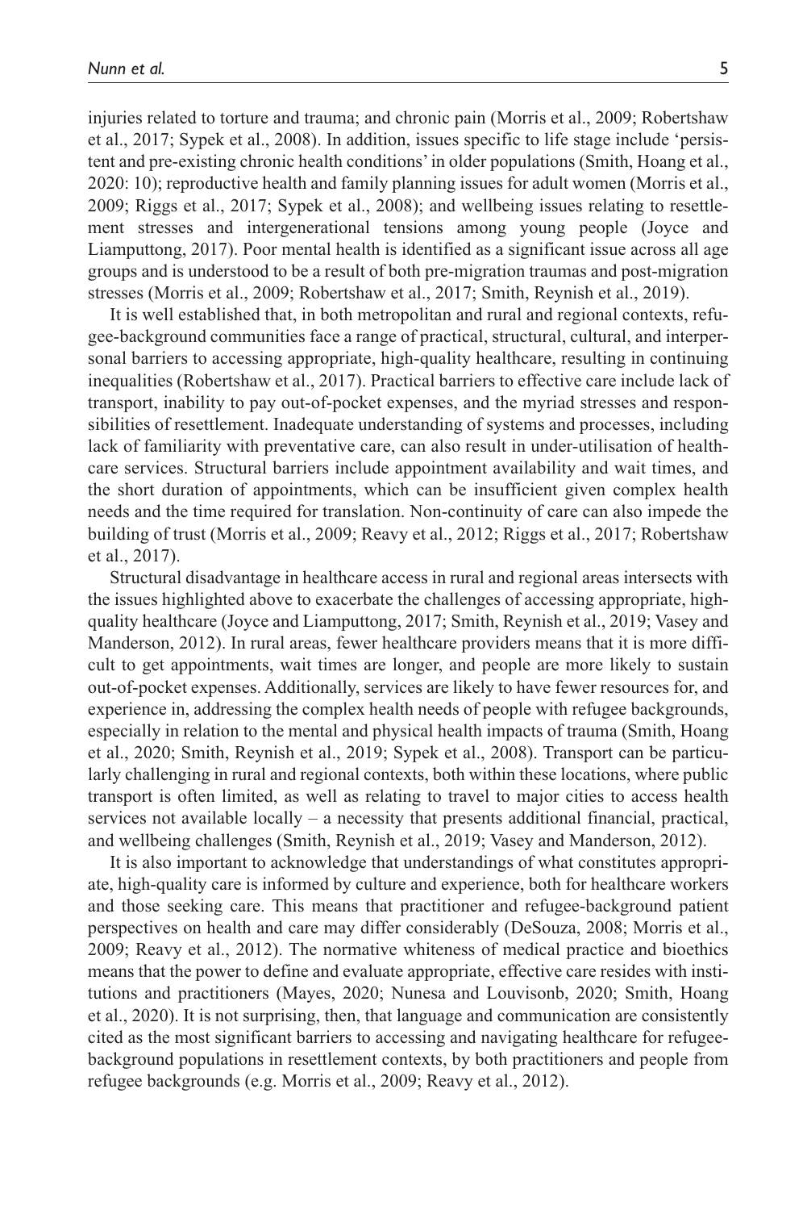injuries related to torture and trauma; and chronic pain (Morris et al., 2009; Robertshaw et al., 2017; Sypek et al., 2008). In addition, issues specific to life stage include 'persistent and pre-existing chronic health conditions' in older populations (Smith, Hoang et al., 2020: 10); reproductive health and family planning issues for adult women (Morris et al., 2009; Riggs et al., 2017; Sypek et al., 2008); and wellbeing issues relating to resettlement stresses and intergenerational tensions among young people (Joyce and Liamputtong, 2017). Poor mental health is identified as a significant issue across all age groups and is understood to be a result of both pre-migration traumas and post-migration stresses (Morris et al., 2009; Robertshaw et al., 2017; Smith, Reynish et al., 2019).

It is well established that, in both metropolitan and rural and regional contexts, refugee-background communities face a range of practical, structural, cultural, and interpersonal barriers to accessing appropriate, high-quality healthcare, resulting in continuing inequalities (Robertshaw et al., 2017). Practical barriers to effective care include lack of transport, inability to pay out-of-pocket expenses, and the myriad stresses and responsibilities of resettlement. Inadequate understanding of systems and processes, including lack of familiarity with preventative care, can also result in under-utilisation of healthcare services. Structural barriers include appointment availability and wait times, and the short duration of appointments, which can be insufficient given complex health needs and the time required for translation. Non-continuity of care can also impede the building of trust (Morris et al., 2009; Reavy et al., 2012; Riggs et al., 2017; Robertshaw et al., 2017).

Structural disadvantage in healthcare access in rural and regional areas intersects with the issues highlighted above to exacerbate the challenges of accessing appropriate, high-quality healthcare (Joyce and Liamputtong, 2017; Smith, Reynish et al., 2019; Vasey and Manderson, 2012). In rural areas, fewer healthcare providers means that it is more difficult to get appointments, wait times are longer, and people are more likely to sustain out-of-pocket expenses. Additionally, services are likely to have fewer resources for, and experience in, addressing the complex health needs of people with refugee backgrounds, especially in relation to the mental and physical health impacts of trauma (Smith, Hoang et al., 2020; Smith, Reynish et al., 2019; Sypek et al., 2008). Transport can be particularly challenging in rural and regional contexts, both within these locations, where public transport is often limited, as well as relating to travel to major cities to access health services not available locally – a necessity that presents additional financial, practical, and wellbeing challenges (Smith, Reynish et al., 2019; Vasey and Manderson, 2012).

It is also important to acknowledge that understandings of what constitutes appropriate, high-quality care is informed by culture and experience, both for healthcare workers and those seeking care. This means that practitioner and refugee-background patient perspectives on health and care may differ considerably (DeSouza, 2008; Morris et al., 2009; Reavy et al., 2012). The normative whiteness of medical practice and bioethics means that the power to define and evaluate appropriate, effective care resides with institutions and practitioners (Mayes, 2020; Nunesa and Louvisonb, 2020; Smith, Hoang et al., 2020). It is not surprising, then, that language and communication are consistently cited as the most significant barriers to accessing and navigating healthcare for refugee-background populations in resettlement contexts, by both practitioners and people from refugee backgrounds (e.g. Morris et al., 2009; Reavy et al., 2012).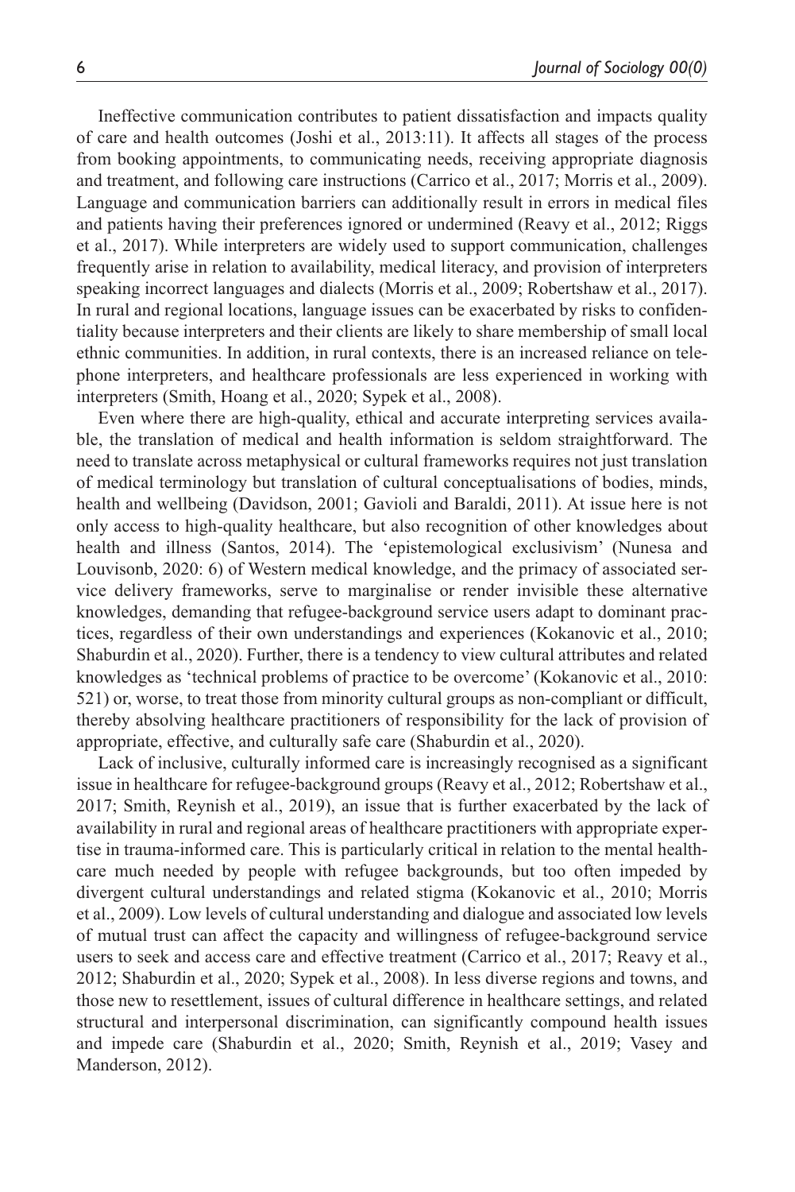Ineffective communication contributes to patient dissatisfaction and impacts quality of care and health outcomes (Joshi et al., 2013:11). It affects all stages of the process from booking appointments, to communicating needs, receiving appropriate diagnosis and treatment, and following care instructions (Carrico et al., 2017; Morris et al., 2009). Language and communication barriers can additionally result in errors in medical files and patients having their preferences ignored or undermined (Reavy et al., 2012; Riggs et al., 2017). While interpreters are widely used to support communication, challenges frequently arise in relation to availability, medical literacy, and provision of interpreters speaking incorrect languages and dialects (Morris et al., 2009; Robertshaw et al., 2017). In rural and regional locations, language issues can be exacerbated by risks to confidentiality because interpreters and their clients are likely to share membership of small local ethnic communities. In addition, in rural contexts, there is an increased reliance on telephone interpreters, and healthcare professionals are less experienced in working with interpreters (Smith, Hoang et al., 2020; Sypek et al., 2008).

Even where there are high-quality, ethical and accurate interpreting services available, the translation of medical and health information is seldom straightforward. The need to translate across metaphysical or cultural frameworks requires not just translation of medical terminology but translation of cultural conceptualisations of bodies, minds, health and wellbeing (Davidson, 2001; Gavioli and Baraldi, 2011). At issue here is not only access to high-quality healthcare, but also recognition of other knowledges about health and illness (Santos, 2014). The 'epistemological exclusivism' (Nunesa and Louvisonb, 2020: 6) of Western medical knowledge, and the primacy of associated service delivery frameworks, serve to marginalise or render invisible these alternative knowledges, demanding that refugee-background service users adapt to dominant practices, regardless of their own understandings and experiences (Kokanovic et al., 2010; Shaburdin et al., 2020). Further, there is a tendency to view cultural attributes and related knowledges as 'technical problems of practice to be overcome' (Kokanovic et al., 2010: 521) or, worse, to treat those from minority cultural groups as non-compliant or difficult, thereby absolving healthcare practitioners of responsibility for the lack of provision of appropriate, effective, and culturally safe care (Shaburdin et al., 2020).

Lack of inclusive, culturally informed care is increasingly recognised as a significant issue in healthcare for refugee-background groups (Reavy et al., 2012; Robertshaw et al., 2017; Smith, Reynish et al., 2019), an issue that is further exacerbated by the lack of availability in rural and regional areas of healthcare practitioners with appropriate expertise in trauma-informed care. This is particularly critical in relation to the mental healthcare much needed by people with refugee backgrounds, but too often impeded by divergent cultural understandings and related stigma (Kokanovic et al., 2010; Morris et al., 2009). Low levels of cultural understanding and dialogue and associated low levels of mutual trust can affect the capacity and willingness of refugee-background service users to seek and access care and effective treatment (Carrico et al., 2017; Reavy et al., 2012; Shaburdin et al., 2020; Sypek et al., 2008). In less diverse regions and towns, and those new to resettlement, issues of cultural difference in healthcare settings, and related structural and interpersonal discrimination, can significantly compound health issues and impede care (Shaburdin et al., 2020; Smith, Reynish et al., 2019; Vasey and Manderson, 2012).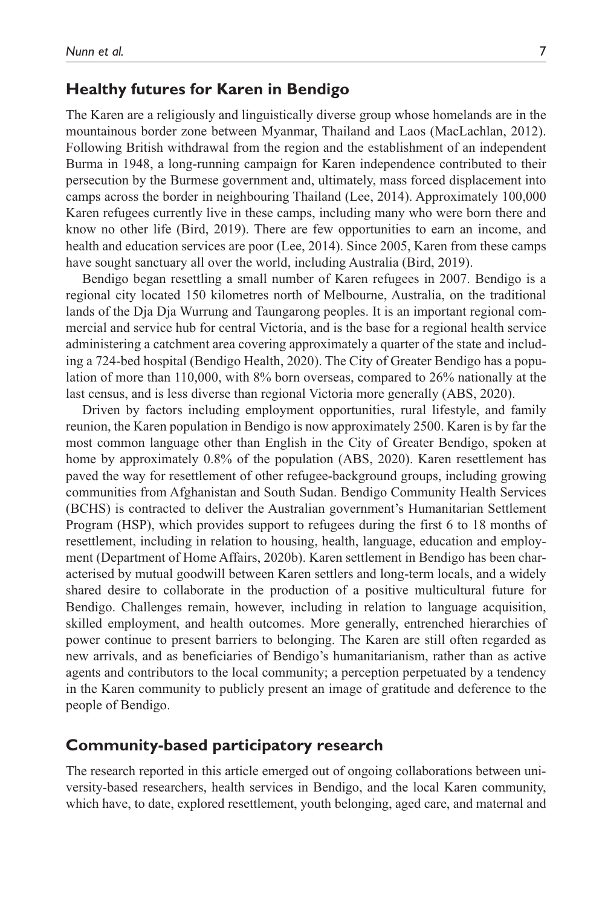## Healthy futures for Karen in Bendigo

The Karen are a religiously and linguistically diverse group whose homelands are in the mountainous border zone between Myanmar, Thailand and Laos (MacLachlan, 2012). Following British withdrawal from the region and the establishment of an independent Burma in 1948, a long-running campaign for Karen independence contributed to their persecution by the Burmese government and, ultimately, mass forced displacement into camps across the border in neighbouring Thailand (Lee, 2014). Approximately 100,000 Karen refugees currently live in these camps, including many who were born there and know no other life (Bird, 2019). There are few opportunities to earn an income, and health and education services are poor (Lee, 2014). Since 2005, Karen from these camps have sought sanctuary all over the world, including Australia (Bird, 2019).

Bendigo began resettling a small number of Karen refugees in 2007. Bendigo is a regional city located 150 kilometres north of Melbourne, Australia, on the traditional lands of the Dja Dja Wurrung and Taungarong peoples. It is an important regional commercial and service hub for central Victoria, and is the base for a regional health service administering a catchment area covering approximately a quarter of the state and including a 724-bed hospital (Bendigo Health, 2020). The City of Greater Bendigo has a population of more than 110,000, with 8% born overseas, compared to 26% nationally at the last census, and is less diverse than regional Victoria more generally (ABS, 2020).

Driven by factors including employment opportunities, rural lifestyle, and family reunion, the Karen population in Bendigo is now approximately 2500. Karen is by far the most common language other than English in the City of Greater Bendigo, spoken at home by approximately 0.8% of the population (ABS, 2020). Karen resettlement has paved the way for resettlement of other refugee-background groups, including growing communities from Afghanistan and South Sudan. Bendigo Community Health Services (BCHS) is contracted to deliver the Australian government's Humanitarian Settlement Program (HSP), which provides support to refugees during the first 6 to 18 months of resettlement, including in relation to housing, health, language, education and employment (Department of Home Affairs, 2020b). Karen settlement in Bendigo has been characterised by mutual goodwill between Karen settlers and long-term locals, and a widely shared desire to collaborate in the production of a positive multicultural future for Bendigo. Challenges remain, however, including in relation to language acquisition, skilled employment, and health outcomes. More generally, entrenched hierarchies of power continue to present barriers to belonging. The Karen are still often regarded as new arrivals, and as beneficiaries of Bendigo's humanitarianism, rather than as active agents and contributors to the local community; a perception perpetuated by a tendency in the Karen community to publicly present an image of gratitude and deference to the people of Bendigo.

## Community-based participatory research

The research reported in this article emerged out of ongoing collaborations between university-based researchers, health services in Bendigo, and the local Karen community, which have, to date, explored resettlement, youth belonging, aged care, and maternal and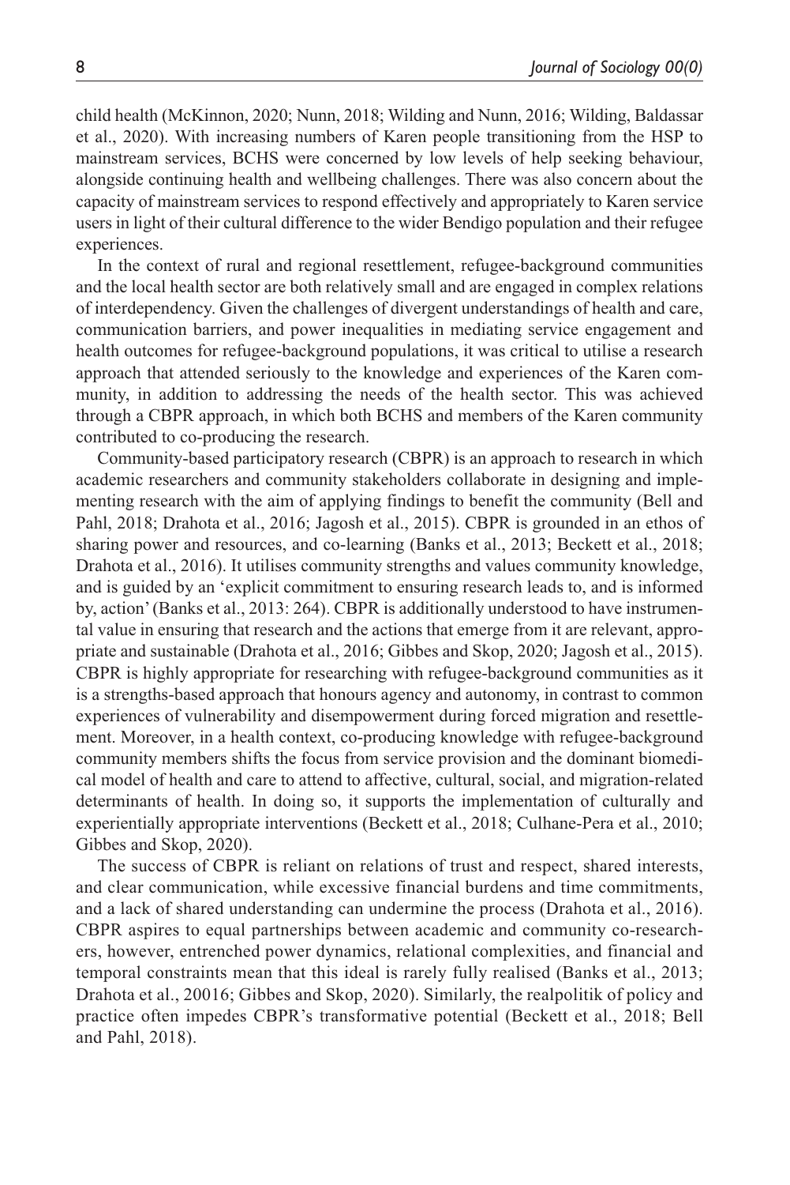child health (McKinnon, 2020; Nunn, 2018; Wilding and Nunn, 2016; Wilding, Baldassar et al., 2020). With increasing numbers of Karen people transitioning from the HSP to mainstream services, BCHS were concerned by low levels of help seeking behaviour, alongside continuing health and wellbeing challenges. There was also concern about the capacity of mainstream services to respond effectively and appropriately to Karen service users in light of their cultural difference to the wider Bendigo population and their refugee experiences.

In the context of rural and regional resettlement, refugee-background communities and the local health sector are both relatively small and are engaged in complex relations of interdependency. Given the challenges of divergent understandings of health and care, communication barriers, and power inequalities in mediating service engagement and health outcomes for refugee-background populations, it was critical to utilise a research approach that attended seriously to the knowledge and experiences of the Karen community, in addition to addressing the needs of the health sector. This was achieved through a CBPR approach, in which both BCHS and members of the Karen community contributed to co-producing the research.

Community-based participatory research (CBPR) is an approach to research in which academic researchers and community stakeholders collaborate in designing and implementing research with the aim of applying findings to benefit the community (Bell and Pahl, 2018; Drahota et al., 2016; Jagosh et al., 2015). CBPR is grounded in an ethos of sharing power and resources, and co-learning (Banks et al., 2013; Beckett et al., 2018; Drahota et al., 2016). It utilises community strengths and values community knowledge, and is guided by an 'explicit commitment to ensuring research leads to, and is informed by, action' (Banks et al., 2013: 264). CBPR is additionally understood to have instrumental value in ensuring that research and the actions that emerge from it are relevant, appropriate and sustainable (Drahota et al., 2016; Gibbes and Skop, 2020; Jagosh et al., 2015). CBPR is highly appropriate for researching with refugee-background communities as it is a strengths-based approach that honours agency and autonomy, in contrast to common experiences of vulnerability and disempowerment during forced migration and resettlement. Moreover, in a health context, co-producing knowledge with refugee-background community members shifts the focus from service provision and the dominant biomedical model of health and care to attend to affective, cultural, social, and migration-related determinants of health. In doing so, it supports the implementation of culturally and experientially appropriate interventions (Beckett et al., 2018; Culhane-Pera et al., 2010; Gibbes and Skop, 2020).

The success of CBPR is reliant on relations of trust and respect, shared interests, and clear communication, while excessive financial burdens and time commitments, and a lack of shared understanding can undermine the process (Drahota et al., 2016). CBPR aspires to equal partnerships between academic and community co-researchers, however, entrenched power dynamics, relational complexities, and financial and temporal constraints mean that this ideal is rarely fully realised (Banks et al., 2013; Drahota et al., 20016; Gibbes and Skop, 2020). Similarly, the realpolitik of policy and practice often impedes CBPR's transformative potential (Beckett et al., 2018; Bell and Pahl, 2018).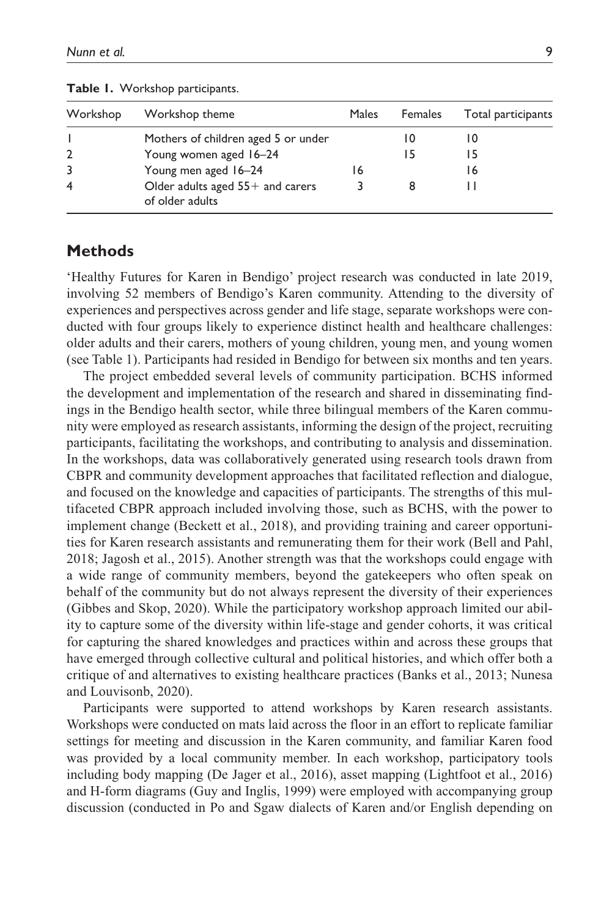**Table 1.** Workshop participants.

| Workshop | Workshop theme | Males | Females | Total participants |
|---|---|---|---|---|
| 1 | Mothers of children aged 5 or under | | 10 | 10 |
| 2 | Young women aged 16–24 | | 15 | 15 |
| 3 | Young men aged 16–24 | 16 | | 16 |
| 4 | Older adults aged 55+ and carers of older adults | 3 | 8 | 11 |

## Methods

'Healthy Futures for Karen in Bendigo' project research was conducted in late 2019, involving 52 members of Bendigo's Karen community. Attending to the diversity of experiences and perspectives across gender and life stage, separate workshops were conducted with four groups likely to experience distinct health and healthcare challenges: older adults and their carers, mothers of young children, young men, and young women (see Table 1). Participants had resided in Bendigo for between six months and ten years.

The project embedded several levels of community participation. BCHS informed the development and implementation of the research and shared in disseminating findings in the Bendigo health sector, while three bilingual members of the Karen community were employed as research assistants, informing the design of the project, recruiting participants, facilitating the workshops, and contributing to analysis and dissemination. In the workshops, data was collaboratively generated using research tools drawn from CBPR and community development approaches that facilitated reflection and dialogue, and focused on the knowledge and capacities of participants. The strengths of this multifaceted CBPR approach included involving those, such as BCHS, with the power to implement change (Beckett et al., 2018), and providing training and career opportunities for Karen research assistants and remunerating them for their work (Bell and Pahl, 2018; Jagosh et al., 2015). Another strength was that the workshops could engage with a wide range of community members, beyond the gatekeepers who often speak on behalf of the community but do not always represent the diversity of their experiences (Gibbes and Skop, 2020). While the participatory workshop approach limited our ability to capture some of the diversity within life-stage and gender cohorts, it was critical for capturing the shared knowledges and practices within and across these groups that have emerged through collective cultural and political histories, and which offer both a critique of and alternatives to existing healthcare practices (Banks et al., 2013; Nunesa and Louvisonb, 2020).

Participants were supported to attend workshops by Karen research assistants. Workshops were conducted on mats laid across the floor in an effort to replicate familiar settings for meeting and discussion in the Karen community, and familiar Karen food was provided by a local community member. In each workshop, participatory tools including body mapping (De Jager et al., 2016), asset mapping (Lightfoot et al., 2016) and H-form diagrams (Guy and Inglis, 1999) were employed with accompanying group discussion (conducted in Po and Sgaw dialects of Karen and/or English depending on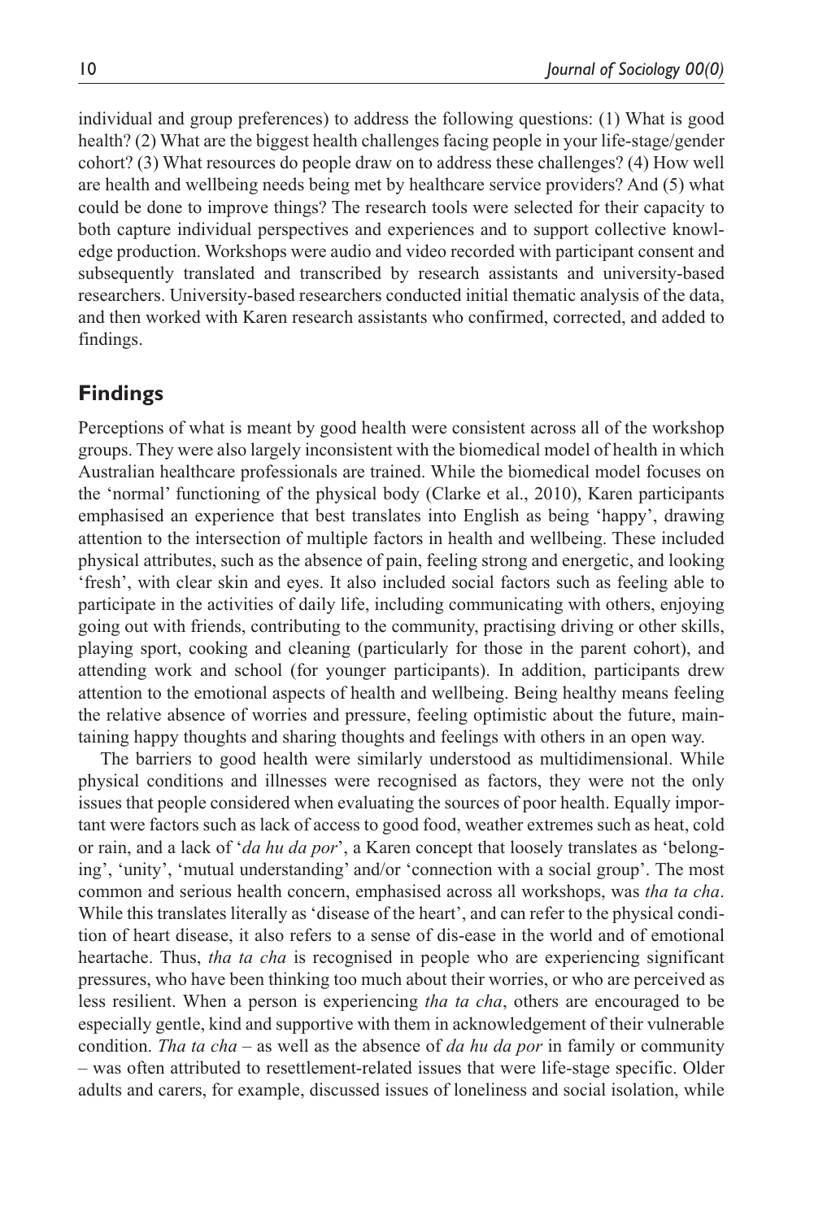individual and group preferences) to address the following questions: (1) What is good health? (2) What are the biggest health challenges facing people in your life-stage/gender cohort? (3) What resources do people draw on to address these challenges? (4) How well are health and wellbeing needs being met by healthcare service providers? And (5) what could be done to improve things? The research tools were selected for their capacity to both capture individual perspectives and experiences and to support collective knowledge production. Workshops were audio and video recorded with participant consent and subsequently translated and transcribed by research assistants and university-based researchers. University-based researchers conducted initial thematic analysis of the data, and then worked with Karen research assistants who confirmed, corrected, and added to findings.

## Findings

Perceptions of what is meant by good health were consistent across all of the workshop groups. They were also largely inconsistent with the biomedical model of health in which Australian healthcare professionals are trained. While the biomedical model focuses on the 'normal' functioning of the physical body (Clarke et al., 2010), Karen participants emphasised an experience that best translates into English as being 'happy', drawing attention to the intersection of multiple factors in health and wellbeing. These included physical attributes, such as the absence of pain, feeling strong and energetic, and looking 'fresh', with clear skin and eyes. It also included social factors such as feeling able to participate in the activities of daily life, including communicating with others, enjoying going out with friends, contributing to the community, practising driving or other skills, playing sport, cooking and cleaning (particularly for those in the parent cohort), and attending work and school (for younger participants). In addition, participants drew attention to the emotional aspects of health and wellbeing. Being healthy means feeling the relative absence of worries and pressure, feeling optimistic about the future, maintaining happy thoughts and sharing thoughts and feelings with others in an open way.

The barriers to good health were similarly understood as multidimensional. While physical conditions and illnesses were recognised as factors, they were not the only issues that people considered when evaluating the sources of poor health. Equally important were factors such as lack of access to good food, weather extremes such as heat, cold or rain, and a lack of '*da hu da por*', a Karen concept that loosely translates as 'belonging', 'unity', 'mutual understanding' and/or 'connection with a social group'. The most common and serious health concern, emphasised across all workshops, was *tha ta cha*. While this translates literally as 'disease of the heart', and can refer to the physical condition of heart disease, it also refers to a sense of dis-ease in the world and of emotional heartache. Thus, *tha ta cha* is recognised in people who are experiencing significant pressures, who have been thinking too much about their worries, or who are perceived as less resilient. When a person is experiencing *tha ta cha*, others are encouraged to be especially gentle, kind and supportive with them in acknowledgement of their vulnerable condition. *Tha ta cha* – as well as the absence of *da hu da por* in family or community – was often attributed to resettlement-related issues that were life-stage specific. Older adults and carers, for example, discussed issues of loneliness and social isolation, while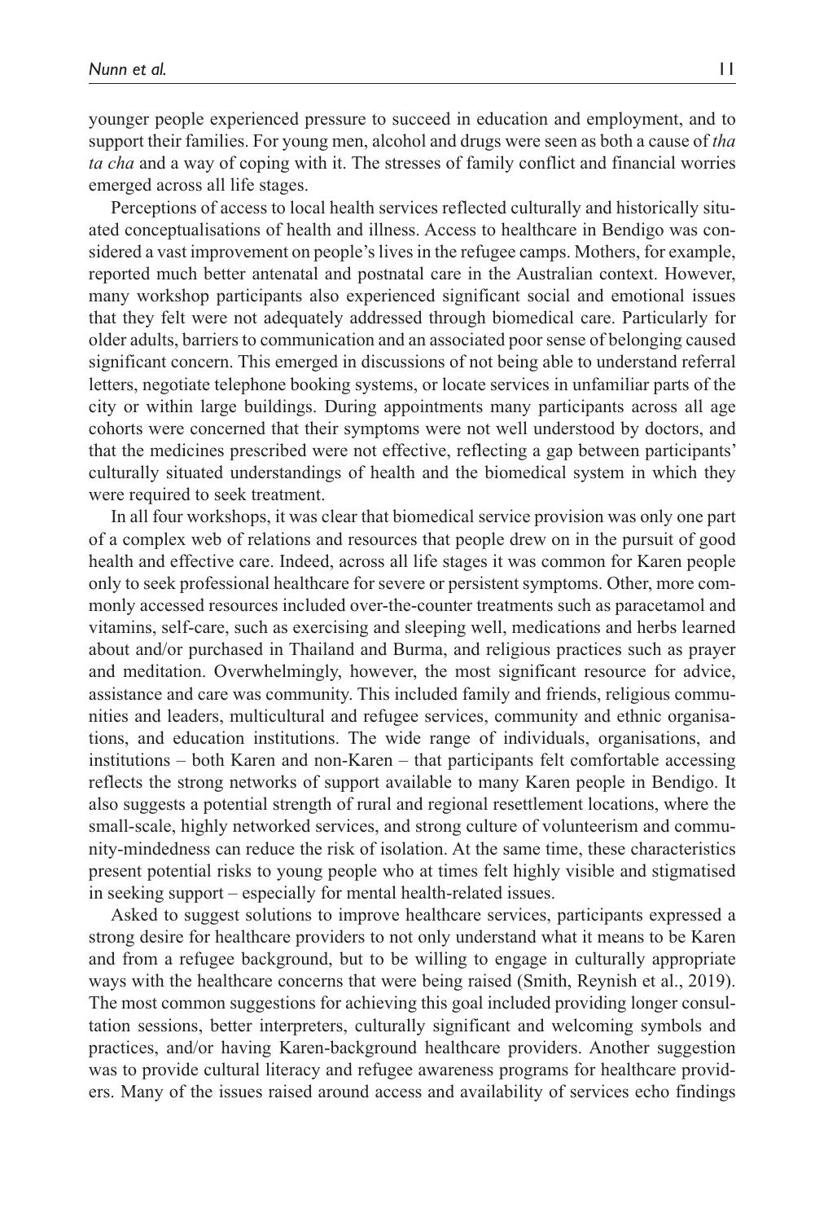younger people experienced pressure to succeed in education and employment, and to support their families. For young men, alcohol and drugs were seen as both a cause of *tha ta cha* and a way of coping with it. The stresses of family conflict and financial worries emerged across all life stages.

Perceptions of access to local health services reflected culturally and historically situated conceptualisations of health and illness. Access to healthcare in Bendigo was considered a vast improvement on people's lives in the refugee camps. Mothers, for example, reported much better antenatal and postnatal care in the Australian context. However, many workshop participants also experienced significant social and emotional issues that they felt were not adequately addressed through biomedical care. Particularly for older adults, barriers to communication and an associated poor sense of belonging caused significant concern. This emerged in discussions of not being able to understand referral letters, negotiate telephone booking systems, or locate services in unfamiliar parts of the city or within large buildings. During appointments many participants across all age cohorts were concerned that their symptoms were not well understood by doctors, and that the medicines prescribed were not effective, reflecting a gap between participants' culturally situated understandings of health and the biomedical system in which they were required to seek treatment.

In all four workshops, it was clear that biomedical service provision was only one part of a complex web of relations and resources that people drew on in the pursuit of good health and effective care. Indeed, across all life stages it was common for Karen people only to seek professional healthcare for severe or persistent symptoms. Other, more commonly accessed resources included over-the-counter treatments such as paracetamol and vitamins, self-care, such as exercising and sleeping well, medications and herbs learned about and/or purchased in Thailand and Burma, and religious practices such as prayer and meditation. Overwhelmingly, however, the most significant resource for advice, assistance and care was community. This included family and friends, religious communities and leaders, multicultural and refugee services, community and ethnic organisations, and education institutions. The wide range of individuals, organisations, and institutions – both Karen and non-Karen – that participants felt comfortable accessing reflects the strong networks of support available to many Karen people in Bendigo. It also suggests a potential strength of rural and regional resettlement locations, where the small-scale, highly networked services, and strong culture of volunteerism and community-mindedness can reduce the risk of isolation. At the same time, these characteristics present potential risks to young people who at times felt highly visible and stigmatised in seeking support – especially for mental health-related issues.

Asked to suggest solutions to improve healthcare services, participants expressed a strong desire for healthcare providers to not only understand what it means to be Karen and from a refugee background, but to be willing to engage in culturally appropriate ways with the healthcare concerns that were being raised (Smith, Reynish et al., 2019). The most common suggestions for achieving this goal included providing longer consultation sessions, better interpreters, culturally significant and welcoming symbols and practices, and/or having Karen-background healthcare providers. Another suggestion was to provide cultural literacy and refugee awareness programs for healthcare providers. Many of the issues raised around access and availability of services echo findings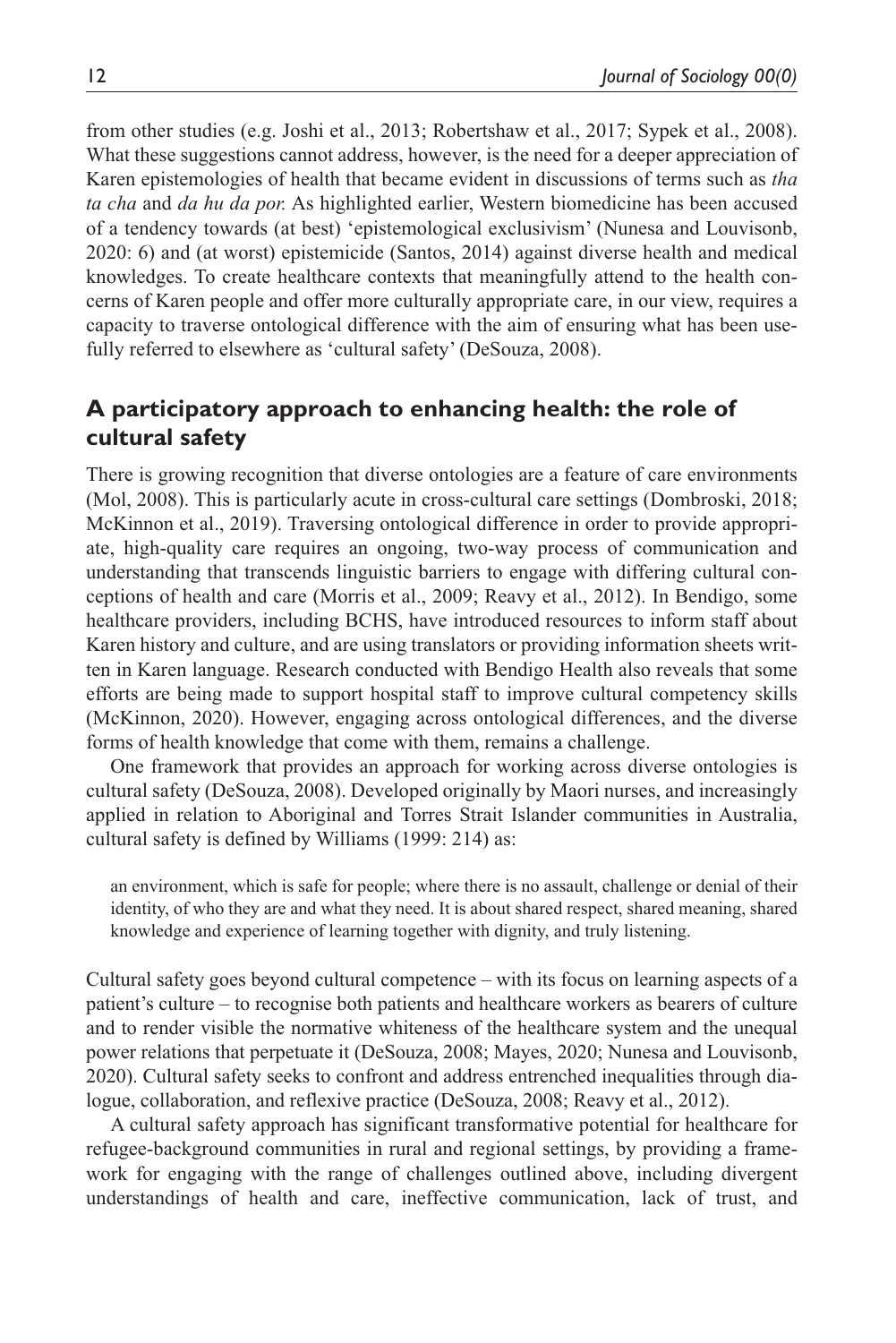from other studies (e.g. Joshi et al., 2013; Robertshaw et al., 2017; Sypek et al., 2008). What these suggestions cannot address, however, is the need for a deeper appreciation of Karen epistemologies of health that became evident in discussions of terms such as *tha ta cha* and *da hu da por.* As highlighted earlier, Western biomedicine has been accused of a tendency towards (at best) 'epistemological exclusivism' (Nunesa and Louvisonb, 2020: 6) and (at worst) epistemicide (Santos, 2014) against diverse health and medical knowledges. To create healthcare contexts that meaningfully attend to the health concerns of Karen people and offer more culturally appropriate care, in our view, requires a capacity to traverse ontological difference with the aim of ensuring what has been usefully referred to elsewhere as 'cultural safety' (DeSouza, 2008).

## A participatory approach to enhancing health: the role of cultural safety

There is growing recognition that diverse ontologies are a feature of care environments (Mol, 2008). This is particularly acute in cross-cultural care settings (Dombroski, 2018; McKinnon et al., 2019). Traversing ontological difference in order to provide appropriate, high-quality care requires an ongoing, two-way process of communication and understanding that transcends linguistic barriers to engage with differing cultural conceptions of health and care (Morris et al., 2009; Reavy et al., 2012). In Bendigo, some healthcare providers, including BCHS, have introduced resources to inform staff about Karen history and culture, and are using translators or providing information sheets written in Karen language. Research conducted with Bendigo Health also reveals that some efforts are being made to support hospital staff to improve cultural competency skills (McKinnon, 2020). However, engaging across ontological differences, and the diverse forms of health knowledge that come with them, remains a challenge.

One framework that provides an approach for working across diverse ontologies is cultural safety (DeSouza, 2008). Developed originally by Maori nurses, and increasingly applied in relation to Aboriginal and Torres Strait Islander communities in Australia, cultural safety is defined by Williams (1999: 214) as:

> an environment, which is safe for people; where there is no assault, challenge or denial of their identity, of who they are and what they need. It is about shared respect, shared meaning, shared knowledge and experience of learning together with dignity, and truly listening.

Cultural safety goes beyond cultural competence – with its focus on learning aspects of a patient's culture – to recognise both patients and healthcare workers as bearers of culture and to render visible the normative whiteness of the healthcare system and the unequal power relations that perpetuate it (DeSouza, 2008; Mayes, 2020; Nunesa and Louvisonb, 2020). Cultural safety seeks to confront and address entrenched inequalities through dialogue, collaboration, and reflexive practice (DeSouza, 2008; Reavy et al., 2012).

A cultural safety approach has significant transformative potential for healthcare for refugee-background communities in rural and regional settings, by providing a framework for engaging with the range of challenges outlined above, including divergent understandings of health and care, ineffective communication, lack of trust, and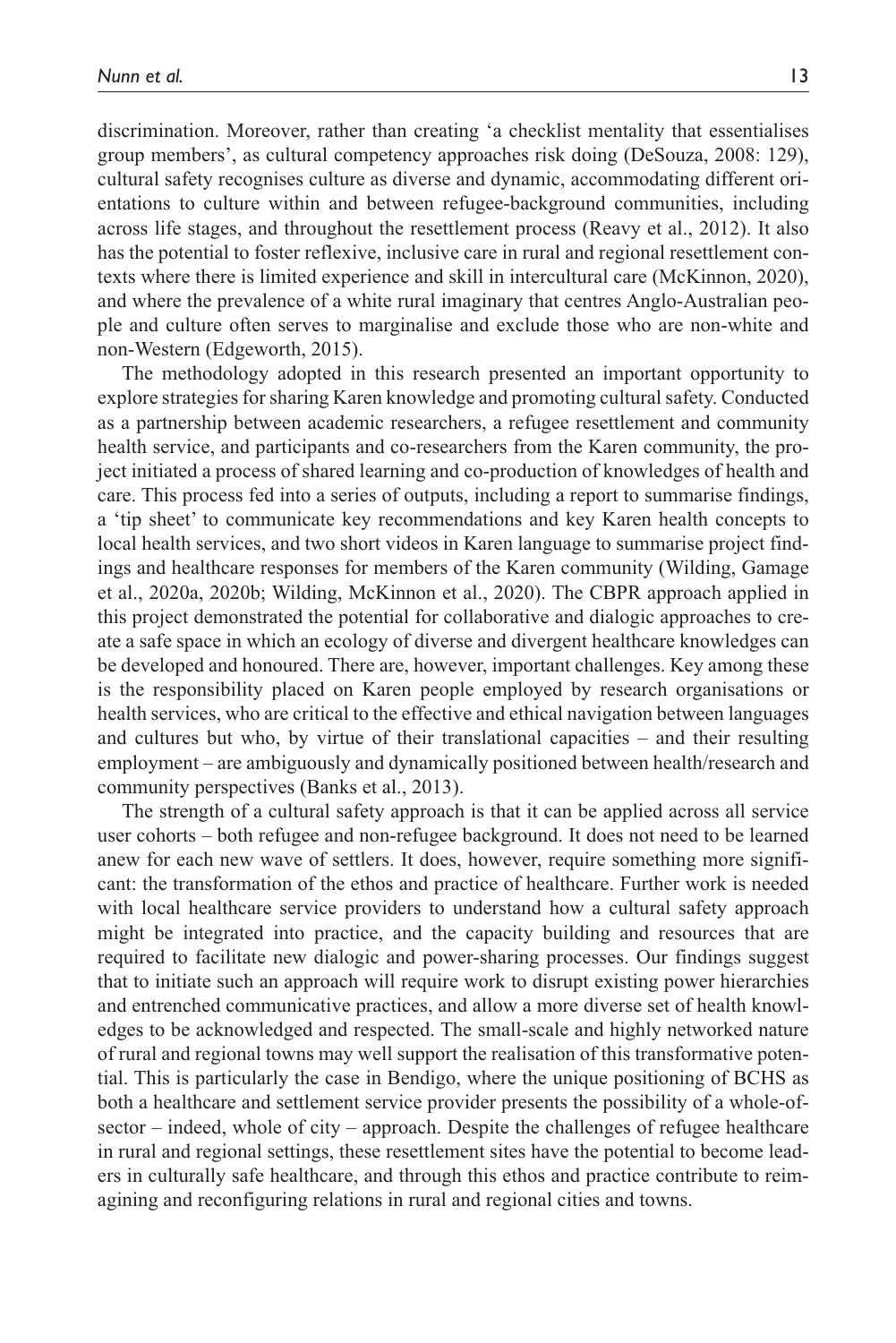discrimination. Moreover, rather than creating 'a checklist mentality that essentialises group members', as cultural competency approaches risk doing (DeSouza, 2008: 129), cultural safety recognises culture as diverse and dynamic, accommodating different orientations to culture within and between refugee-background communities, including across life stages, and throughout the resettlement process (Reavy et al., 2012). It also has the potential to foster reflexive, inclusive care in rural and regional resettlement contexts where there is limited experience and skill in intercultural care (McKinnon, 2020), and where the prevalence of a white rural imaginary that centres Anglo-Australian people and culture often serves to marginalise and exclude those who are non-white and non-Western (Edgeworth, 2015).

The methodology adopted in this research presented an important opportunity to explore strategies for sharing Karen knowledge and promoting cultural safety. Conducted as a partnership between academic researchers, a refugee resettlement and community health service, and participants and co-researchers from the Karen community, the project initiated a process of shared learning and co-production of knowledges of health and care. This process fed into a series of outputs, including a report to summarise findings, a 'tip sheet' to communicate key recommendations and key Karen health concepts to local health services, and two short videos in Karen language to summarise project findings and healthcare responses for members of the Karen community (Wilding, Gamage et al., 2020a, 2020b; Wilding, McKinnon et al., 2020). The CBPR approach applied in this project demonstrated the potential for collaborative and dialogic approaches to create a safe space in which an ecology of diverse and divergent healthcare knowledges can be developed and honoured. There are, however, important challenges. Key among these is the responsibility placed on Karen people employed by research organisations or health services, who are critical to the effective and ethical navigation between languages and cultures but who, by virtue of their translational capacities – and their resulting employment – are ambiguously and dynamically positioned between health/research and community perspectives (Banks et al., 2013).

The strength of a cultural safety approach is that it can be applied across all service user cohorts – both refugee and non-refugee background. It does not need to be learned anew for each new wave of settlers. It does, however, require something more significant: the transformation of the ethos and practice of healthcare. Further work is needed with local healthcare service providers to understand how a cultural safety approach might be integrated into practice, and the capacity building and resources that are required to facilitate new dialogic and power-sharing processes. Our findings suggest that to initiate such an approach will require work to disrupt existing power hierarchies and entrenched communicative practices, and allow a more diverse set of health knowledges to be acknowledged and respected. The small-scale and highly networked nature of rural and regional towns may well support the realisation of this transformative potential. This is particularly the case in Bendigo, where the unique positioning of BCHS as both a healthcare and settlement service provider presents the possibility of a whole-of-sector – indeed, whole of city – approach. Despite the challenges of refugee healthcare in rural and regional settings, these resettlement sites have the potential to become leaders in culturally safe healthcare, and through this ethos and practice contribute to reimagining and reconfiguring relations in rural and regional cities and towns.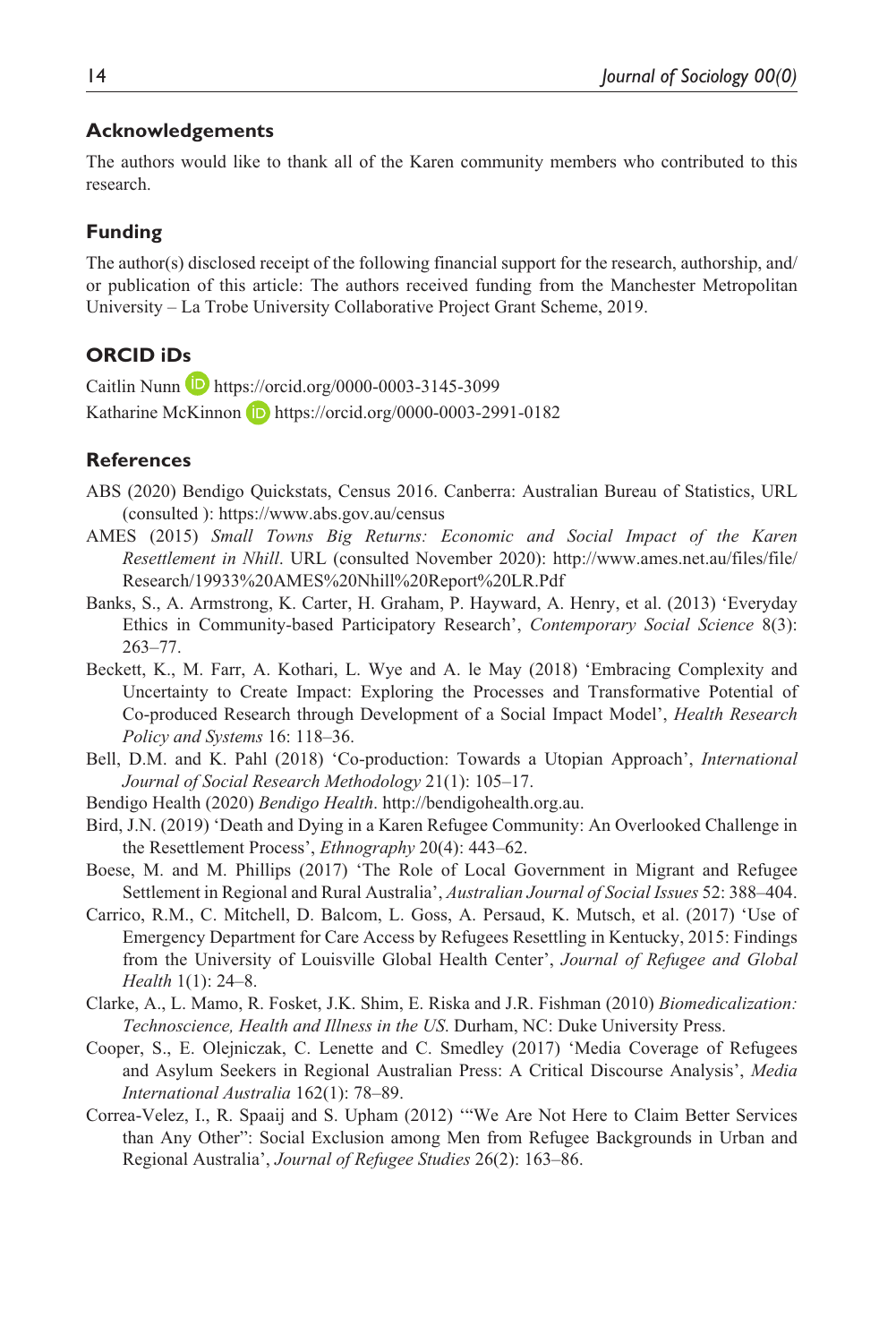## Acknowledgements

The authors would like to thank all of the Karen community members who contributed to this research.

## Funding

The author(s) disclosed receipt of the following financial support for the research, authorship, and/or publication of this article: The authors received funding from the Manchester Metropolitan University – La Trobe University Collaborative Project Grant Scheme, 2019.

## ORCID iDs

Caitlin Nunn https://orcid.org/0000-0003-3145-3099
Katharine McKinnon https://orcid.org/0000-0003-2991-0182

## References

ABS (2020) Bendigo Quickstats, Census 2016. Canberra: Australian Bureau of Statistics, URL (consulted ): https://www.abs.gov.au/census

AMES (2015) *Small Towns Big Returns: Economic and Social Impact of the Karen Resettlement in Nhill*. URL (consulted November 2020): http://www.ames.net.au/files/file/Research/19933%20AMES%20Nhill%20Report%20LR.Pdf

Banks, S., A. Armstrong, K. Carter, H. Graham, P. Hayward, A. Henry, et al. (2013) 'Everyday Ethics in Community-based Participatory Research', *Contemporary Social Science* 8(3): 263–77.

Beckett, K., M. Farr, A. Kothari, L. Wye and A. le May (2018) 'Embracing Complexity and Uncertainty to Create Impact: Exploring the Processes and Transformative Potential of Co-produced Research through Development of a Social Impact Model', *Health Research Policy and Systems* 16: 118–36.

Bell, D.M. and K. Pahl (2018) 'Co-production: Towards a Utopian Approach', *International Journal of Social Research Methodology* 21(1): 105–17.

Bendigo Health (2020) *Bendigo Health*. http://bendigohealth.org.au.

Bird, J.N. (2019) 'Death and Dying in a Karen Refugee Community: An Overlooked Challenge in the Resettlement Process', *Ethnography* 20(4): 443–62.

Boese, M. and M. Phillips (2017) 'The Role of Local Government in Migrant and Refugee Settlement in Regional and Rural Australia', *Australian Journal of Social Issues* 52: 388–404.

Carrico, R.M., C. Mitchell, D. Balcom, L. Goss, A. Persaud, K. Mutsch, et al. (2017) 'Use of Emergency Department for Care Access by Refugees Resettling in Kentucky, 2015: Findings from the University of Louisville Global Health Center', *Journal of Refugee and Global Health* 1(1): 24–8.

Clarke, A., L. Mamo, R. Fosket, J.K. Shim, E. Riska and J.R. Fishman (2010) *Biomedicalization: Technoscience, Health and Illness in the US*. Durham, NC: Duke University Press.

Cooper, S., E. Olejniczak, C. Lenette and C. Smedley (2017) 'Media Coverage of Refugees and Asylum Seekers in Regional Australian Press: A Critical Discourse Analysis', *Media International Australia* 162(1): 78–89.

Correa-Velez, I., R. Spaaij and S. Upham (2012) '"We Are Not Here to Claim Better Services than Any Other": Social Exclusion among Men from Refugee Backgrounds in Urban and Regional Australia', *Journal of Refugee Studies* 26(2): 163–86.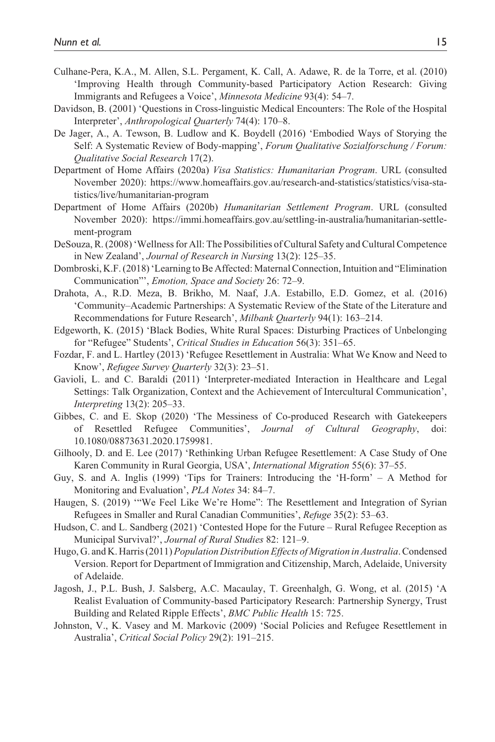Culhane-Pera, K.A., M. Allen, S.L. Pergament, K. Call, A. Adawe, R. de la Torre, et al. (2010) 'Improving Health through Community-based Participatory Action Research: Giving Immigrants and Refugees a Voice', *Minnesota Medicine* 93(4): 54–7.

Davidson, B. (2001) 'Questions in Cross-linguistic Medical Encounters: The Role of the Hospital Interpreter', *Anthropological Quarterly* 74(4): 170–8.

De Jager, A., A. Tewson, B. Ludlow and K. Boydell (2016) 'Embodied Ways of Storying the Self: A Systematic Review of Body-mapping', *Forum Qualitative Sozialforschung / Forum: Qualitative Social Research* 17(2).

Department of Home Affairs (2020a) *Visa Statistics: Humanitarian Program*. URL (consulted November 2020): https://www.homeaffairs.gov.au/research-and-statistics/statistics/visa-statistics/live/humanitarian-program

Department of Home Affairs (2020b) *Humanitarian Settlement Program*. URL (consulted November 2020): https://immi.homeaffairs.gov.au/settling-in-australia/humanitarian-settlement-program

DeSouza, R. (2008) 'Wellness for All: The Possibilities of Cultural Safety and Cultural Competence in New Zealand', *Journal of Research in Nursing* 13(2): 125–35.

Dombroski, K.F. (2018) 'Learning to Be Affected: Maternal Connection, Intuition and "Elimination Communication"', *Emotion, Space and Society* 26: 72–9.

Drahota, A., R.D. Meza, B. Brikho, M. Naaf, J.A. Estabillo, E.D. Gomez, et al. (2016) 'Community–Academic Partnerships: A Systematic Review of the State of the Literature and Recommendations for Future Research', *Milbank Quarterly* 94(1): 163–214.

Edgeworth, K. (2015) 'Black Bodies, White Rural Spaces: Disturbing Practices of Unbelonging for "Refugee" Students', *Critical Studies in Education* 56(3): 351–65.

Fozdar, F. and L. Hartley (2013) 'Refugee Resettlement in Australia: What We Know and Need to Know', *Refugee Survey Quarterly* 32(3): 23–51.

Gavioli, L. and C. Baraldi (2011) 'Interpreter-mediated Interaction in Healthcare and Legal Settings: Talk Organization, Context and the Achievement of Intercultural Communication', *Interpreting* 13(2): 205–33.

Gibbes, C. and E. Skop (2020) 'The Messiness of Co-produced Research with Gatekeepers of Resettled Refugee Communities', *Journal of Cultural Geography*, doi: 10.1080/08873631.2020.1759981.

Gilhooly, D. and E. Lee (2017) 'Rethinking Urban Refugee Resettlement: A Case Study of One Karen Community in Rural Georgia, USA', *International Migration* 55(6): 37–55.

Guy, S. and A. Inglis (1999) 'Tips for Trainers: Introducing the 'H-form' – A Method for Monitoring and Evaluation', *PLA Notes* 34: 84–7.

Haugen, S. (2019) '"We Feel Like We're Home": The Resettlement and Integration of Syrian Refugees in Smaller and Rural Canadian Communities', *Refuge* 35(2): 53–63.

Hudson, C. and L. Sandberg (2021) 'Contested Hope for the Future – Rural Refugee Reception as Municipal Survival?', *Journal of Rural Studies* 82: 121–9.

Hugo, G. and K. Harris (2011) *Population Distribution Effects of Migration in Australia*. Condensed Version. Report for Department of Immigration and Citizenship, March, Adelaide, University of Adelaide.

Jagosh, J., P.L. Bush, J. Salsberg, A.C. Macaulay, T. Greenhalgh, G. Wong, et al. (2015) 'A Realist Evaluation of Community-based Participatory Research: Partnership Synergy, Trust Building and Related Ripple Effects', *BMC Public Health* 15: 725.

Johnston, V., K. Vasey and M. Markovic (2009) 'Social Policies and Refugee Resettlement in Australia', *Critical Social Policy* 29(2): 191–215.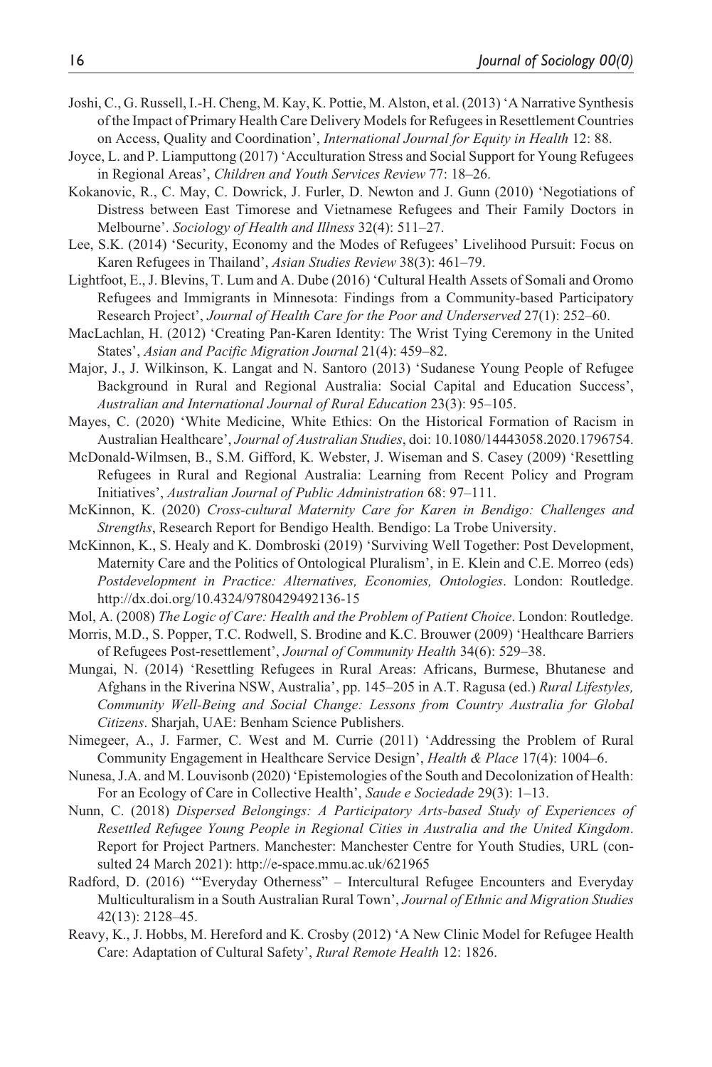Joshi, C., G. Russell, I.-H. Cheng, M. Kay, K. Pottie, M. Alston, et al. (2013) 'A Narrative Synthesis of the Impact of Primary Health Care Delivery Models for Refugees in Resettlement Countries on Access, Quality and Coordination', *International Journal for Equity in Health* 12: 88.

Joyce, L. and P. Liamputtong (2017) 'Acculturation Stress and Social Support for Young Refugees in Regional Areas', *Children and Youth Services Review* 77: 18–26.

Kokanovic, R., C. May, C. Dowrick, J. Furler, D. Newton and J. Gunn (2010) 'Negotiations of Distress between East Timorese and Vietnamese Refugees and Their Family Doctors in Melbourne'. *Sociology of Health and Illness* 32(4): 511–27.

Lee, S.K. (2014) 'Security, Economy and the Modes of Refugees' Livelihood Pursuit: Focus on Karen Refugees in Thailand', *Asian Studies Review* 38(3): 461–79.

Lightfoot, E., J. Blevins, T. Lum and A. Dube (2016) 'Cultural Health Assets of Somali and Oromo Refugees and Immigrants in Minnesota: Findings from a Community-based Participatory Research Project', *Journal of Health Care for the Poor and Underserved* 27(1): 252–60.

MacLachlan, H. (2012) 'Creating Pan-Karen Identity: The Wrist Tying Ceremony in the United States', *Asian and Pacific Migration Journal* 21(4): 459–82.

Major, J., J. Wilkinson, K. Langat and N. Santoro (2013) 'Sudanese Young People of Refugee Background in Rural and Regional Australia: Social Capital and Education Success', *Australian and International Journal of Rural Education* 23(3): 95–105.

Mayes, C. (2020) 'White Medicine, White Ethics: On the Historical Formation of Racism in Australian Healthcare', *Journal of Australian Studies*, doi: 10.1080/14443058.2020.1796754.

McDonald-Wilmsen, B., S.M. Gifford, K. Webster, J. Wiseman and S. Casey (2009) 'Resettling Refugees in Rural and Regional Australia: Learning from Recent Policy and Program Initiatives', *Australian Journal of Public Administration* 68: 97–111.

McKinnon, K. (2020) *Cross-cultural Maternity Care for Karen in Bendigo: Challenges and Strengths*, Research Report for Bendigo Health. Bendigo: La Trobe University.

McKinnon, K., S. Healy and K. Dombroski (2019) 'Surviving Well Together: Post Development, Maternity Care and the Politics of Ontological Pluralism', in E. Klein and C.E. Morreo (eds) *Postdevelopment in Practice: Alternatives, Economies, Ontologies*. London: Routledge. http://dx.doi.org/10.4324/9780429492136-15

Mol, A. (2008) *The Logic of Care: Health and the Problem of Patient Choice*. London: Routledge.

Morris, M.D., S. Popper, T.C. Rodwell, S. Brodine and K.C. Brouwer (2009) 'Healthcare Barriers of Refugees Post-resettlement', *Journal of Community Health* 34(6): 529–38.

Mungai, N. (2014) 'Resettling Refugees in Rural Areas: Africans, Burmese, Bhutanese and Afghans in the Riverina NSW, Australia', pp. 145–205 in A.T. Ragusa (ed.) *Rural Lifestyles, Community Well-Being and Social Change: Lessons from Country Australia for Global Citizens*. Sharjah, UAE: Benham Science Publishers.

Nimegeer, A., J. Farmer, C. West and M. Currie (2011) 'Addressing the Problem of Rural Community Engagement in Healthcare Service Design', *Health & Place* 17(4): 1004–6.

Nunesa, J.A. and M. Louvisonb (2020) 'Epistemologies of the South and Decolonization of Health: For an Ecology of Care in Collective Health', *Saude e Sociedade* 29(3): 1–13.

Nunn, C. (2018) *Dispersed Belongings: A Participatory Arts-based Study of Experiences of Resettled Refugee Young People in Regional Cities in Australia and the United Kingdom*. Report for Project Partners. Manchester: Manchester Centre for Youth Studies, URL (consulted 24 March 2021): http://e-space.mmu.ac.uk/621965

Radford, D. (2016) '"Everyday Otherness" – Intercultural Refugee Encounters and Everyday Multiculturalism in a South Australian Rural Town', *Journal of Ethnic and Migration Studies* 42(13): 2128–45.

Reavy, K., J. Hobbs, M. Hereford and K. Crosby (2012) 'A New Clinic Model for Refugee Health Care: Adaptation of Cultural Safety', *Rural Remote Health* 12: 1826.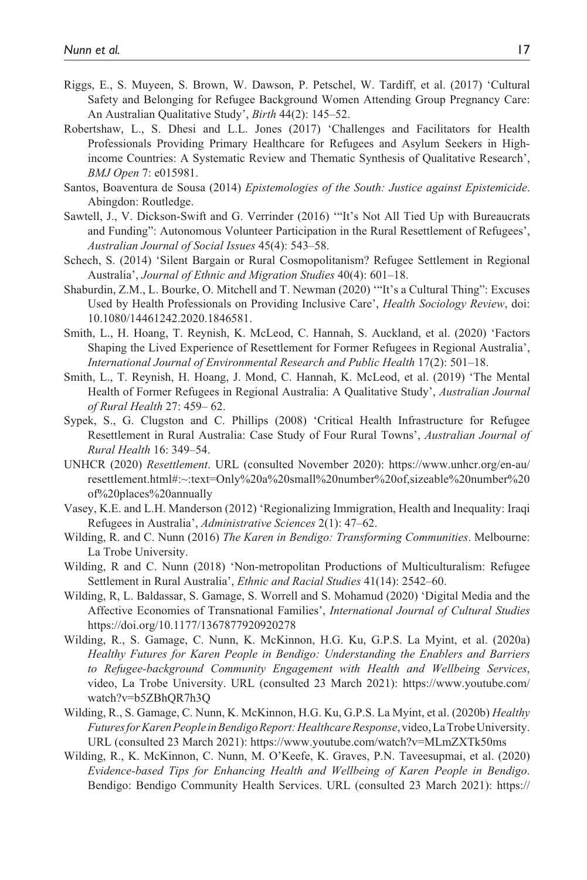Riggs, E., S. Muyeen, S. Brown, W. Dawson, P. Petschel, W. Tardiff, et al. (2017) 'Cultural Safety and Belonging for Refugee Background Women Attending Group Pregnancy Care: An Australian Qualitative Study', *Birth* 44(2): 145–52.

Robertshaw, L., S. Dhesi and L.L. Jones (2017) 'Challenges and Facilitators for Health Professionals Providing Primary Healthcare for Refugees and Asylum Seekers in High-income Countries: A Systematic Review and Thematic Synthesis of Qualitative Research', *BMJ Open* 7: e015981.

Santos, Boaventura de Sousa (2014) *Epistemologies of the South: Justice against Epistemicide*. Abingdon: Routledge.

Sawtell, J., V. Dickson-Swift and G. Verrinder (2016) '"It's Not All Tied Up with Bureaucrats and Funding": Autonomous Volunteer Participation in the Rural Resettlement of Refugees', *Australian Journal of Social Issues* 45(4): 543–58.

Schech, S. (2014) 'Silent Bargain or Rural Cosmopolitanism? Refugee Settlement in Regional Australia', *Journal of Ethnic and Migration Studies* 40(4): 601–18.

Shaburdin, Z.M., L. Bourke, O. Mitchell and T. Newman (2020) '"It's a Cultural Thing": Excuses Used by Health Professionals on Providing Inclusive Care', *Health Sociology Review*, doi: 10.1080/14461242.2020.1846581.

Smith, L., H. Hoang, T. Reynish, K. McLeod, C. Hannah, S. Auckland, et al. (2020) 'Factors Shaping the Lived Experience of Resettlement for Former Refugees in Regional Australia', *International Journal of Environmental Research and Public Health* 17(2): 501–18.

Smith, L., T. Reynish, H. Hoang, J. Mond, C. Hannah, K. McLeod, et al. (2019) 'The Mental Health of Former Refugees in Regional Australia: A Qualitative Study', *Australian Journal of Rural Health* 27: 459– 62.

Sypek, S., G. Clugston and C. Phillips (2008) 'Critical Health Infrastructure for Refugee Resettlement in Rural Australia: Case Study of Four Rural Towns', *Australian Journal of Rural Health* 16: 349–54.

UNHCR (2020) *Resettlement*. URL (consulted November 2020): https://www.unhcr.org/en-au/resettlement.html#:~:text=Only%20a%20small%20number%20of,sizeable%20number%20of%20places%20annually

Vasey, K.E. and L.H. Manderson (2012) 'Regionalizing Immigration, Health and Inequality: Iraqi Refugees in Australia', *Administrative Sciences* 2(1): 47–62.

Wilding, R. and C. Nunn (2016) *The Karen in Bendigo: Transforming Communities*. Melbourne: La Trobe University.

Wilding, R and C. Nunn (2018) 'Non-metropolitan Productions of Multiculturalism: Refugee Settlement in Rural Australia', *Ethnic and Racial Studies* 41(14): 2542–60.

Wilding, R, L. Baldassar, S. Gamage, S. Worrell and S. Mohamud (2020) 'Digital Media and the Affective Economies of Transnational Families', *International Journal of Cultural Studies* https://doi.org/10.1177/1367877920920278

Wilding, R., S. Gamage, C. Nunn, K. McKinnon, H.G. Ku, G.P.S. La Myint, et al. (2020a) *Healthy Futures for Karen People in Bendigo: Understanding the Enablers and Barriers to Refugee-background Community Engagement with Health and Wellbeing Services*, video, La Trobe University. URL (consulted 23 March 2021): https://www.youtube.com/watch?v=b5ZBhQR7h3Q

Wilding, R., S. Gamage, C. Nunn, K. McKinnon, H.G. Ku, G.P.S. La Myint, et al. (2020b) *Healthy Futures for Karen People in Bendigo Report: Healthcare Response*, video, La Trobe University. URL (consulted 23 March 2021): https://www.youtube.com/watch?v=MLmZXTk50ms

Wilding, R., K. McKinnon, C. Nunn, M. O'Keefe, K. Graves, P.N. Taveesupmai, et al. (2020) *Evidence-based Tips for Enhancing Health and Wellbeing of Karen People in Bendigo*. Bendigo: Bendigo Community Health Services. URL (consulted 23 March 2021): https://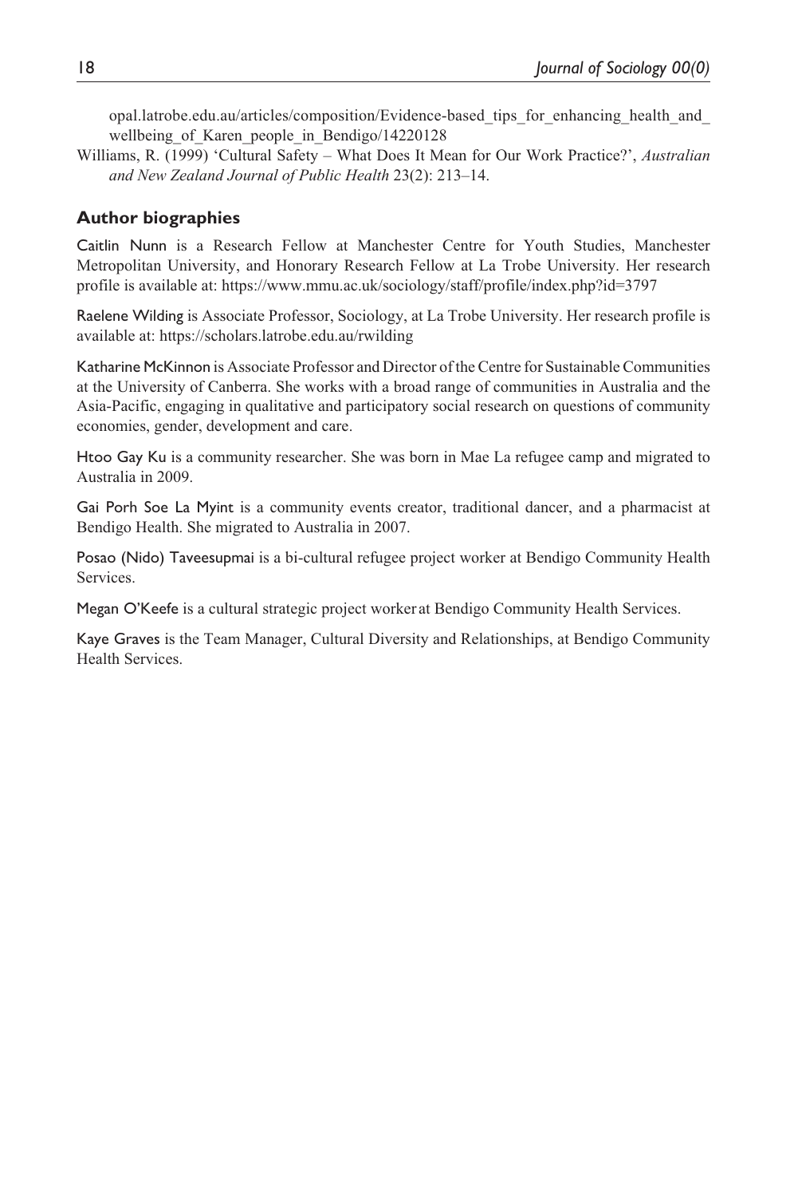opal.latrobe.edu.au/articles/composition/Evidence-based_tips_for_enhancing_health_and_wellbeing_of_Karen_people_in_Bendigo/14220128

Williams, R. (1999) 'Cultural Safety – What Does It Mean for Our Work Practice?', *Australian and New Zealand Journal of Public Health* 23(2): 213–14.

## Author biographies

Caitlin Nunn is a Research Fellow at Manchester Centre for Youth Studies, Manchester Metropolitan University, and Honorary Research Fellow at La Trobe University. Her research profile is available at: https://www.mmu.ac.uk/sociology/staff/profile/index.php?id=3797

Raelene Wilding is Associate Professor, Sociology, at La Trobe University. Her research profile is available at: https://scholars.latrobe.edu.au/rwilding

Katharine McKinnon is Associate Professor and Director of the Centre for Sustainable Communities at the University of Canberra. She works with a broad range of communities in Australia and the Asia-Pacific, engaging in qualitative and participatory social research on questions of community economies, gender, development and care.

Htoo Gay Ku is a community researcher. She was born in Mae La refugee camp and migrated to Australia in 2009.

Gai Porh Soe La Myint is a community events creator, traditional dancer, and a pharmacist at Bendigo Health. She migrated to Australia in 2007.

Posao (Nido) Taveesupmai is a bi-cultural refugee project worker at Bendigo Community Health Services.

Megan O'Keefe is a cultural strategic project worker at Bendigo Community Health Services.

Kaye Graves is the Team Manager, Cultural Diversity and Relationships, at Bendigo Community Health Services.